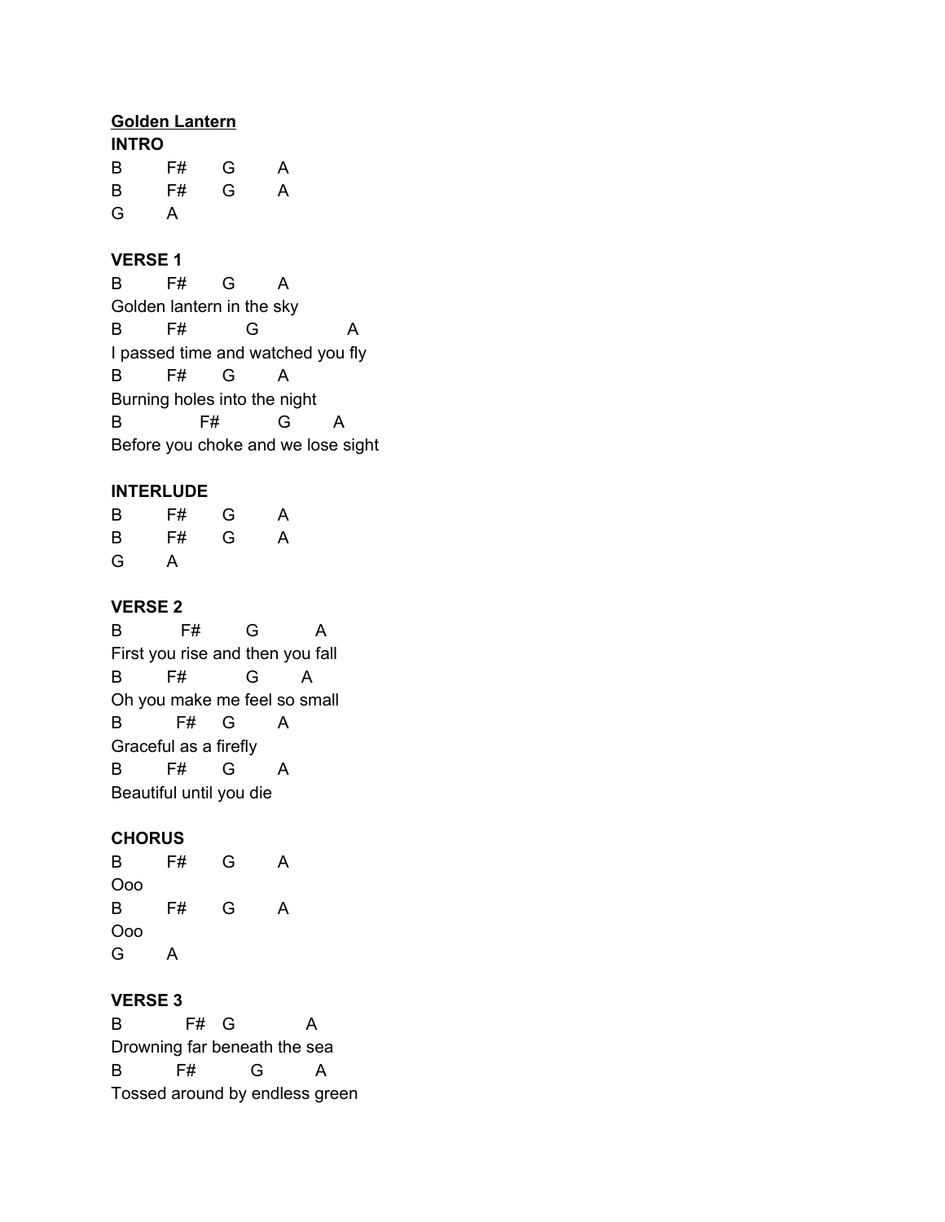**Golden Lantern**

**INTRO**

```
B       F#      G       A
B       F#      G       A
G       A
```

**VERSE 1**

```
B       F#      G       A
Golden lantern in the sky
B       F#          G               A
I passed time and watched you fly
B       F#      G       A
Burning holes into the night
B             F#          G       A
Before you choke and we lose sight
```

**INTERLUDE**

```
B       F#      G       A
B       F#      G       A
G       A
```

**VERSE 2**

```
B         F#        G         A
First you rise and then you fall
B       F#          G       A
Oh you make me feel so small
B         F#    G       A
Graceful as a firefly
B       F#      G       A
Beautiful until you die
```

**CHORUS**

```
B       F#      G       A
Ooo
B       F#      G       A
Ooo
G       A
```

**VERSE 3**

```
B          F#   G            A
Drowning far beneath the sea
B         F#         G         A
Tossed around by endless green
```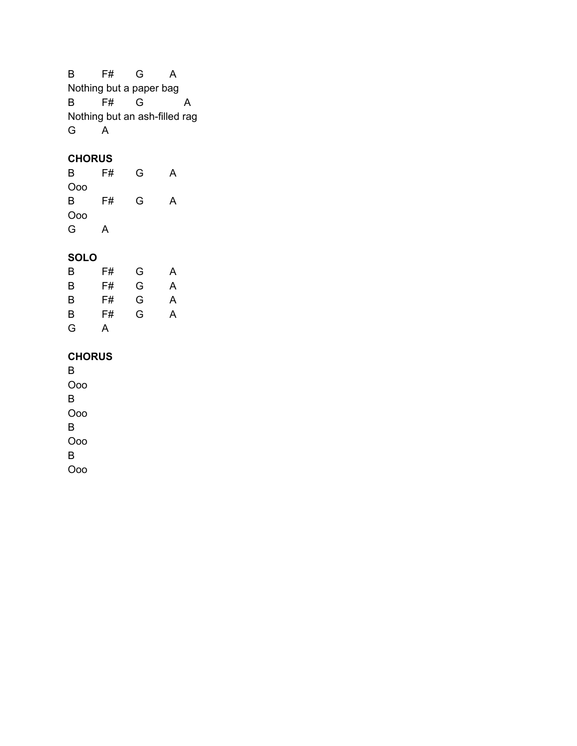```
B         F#        G         A
Nothing but a paper bag
B         F#        G              A
Nothing but an ash-filled rag
G         A
```

**CHORUS**

```
B         F#        G         A
Ooo
B         F#        G         A
Ooo
G         A
```

**SOLO**

```
B         F#        G         A
B         F#        G         A
B         F#        G         A
B         F#        G         A
G         A
```

**CHORUS**

```
B
Ooo
B
Ooo
B
Ooo
B
Ooo
```